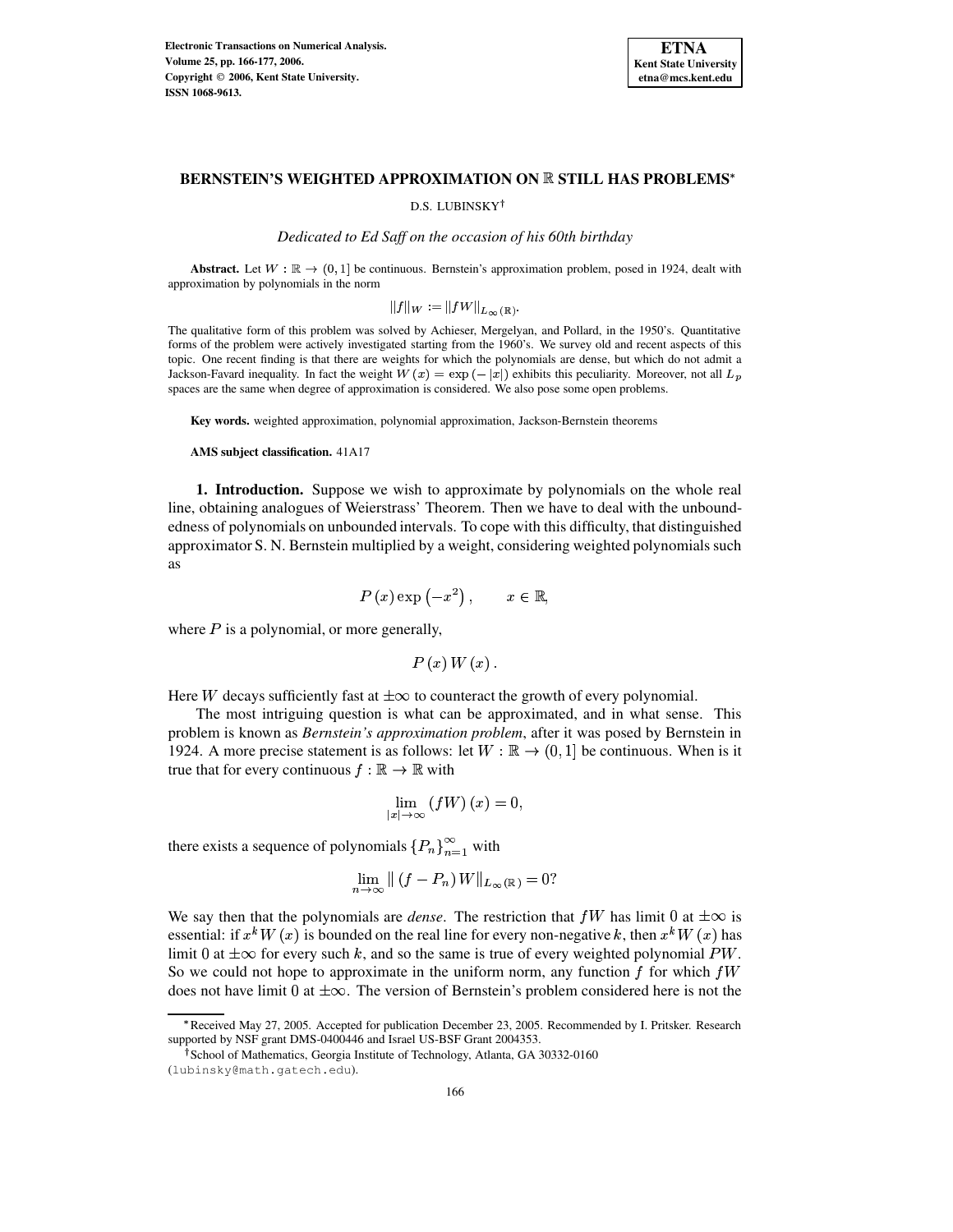# BERNSTEIN'S WEIGHTED APPROXIMATION ON $\mathbb{R}$ STILL HAS PROBLEMS*

D.S. LUBINSKY†

*Dedicated to Ed Saff on the occasion of his 60th birthday*

**Abstract.** Let $W : \mathbb{R} \to (0, 1]$ be continuous. Bernstein's approximation problem, posed in 1924, dealt with approximation by polynomials in the norm

$$\|f\|_W := \|fW\|_{L_\infty(\mathbb{R})}.$$

The qualitative form of this problem was solved by Achieser, Mergelyan, and Pollard, in the 1950's. Quantitative forms of the problem were actively investigated starting from the 1960's. We survey old and recent aspects of this topic. One recent finding is that there are weights for which the polynomials are dense, but which do not admit a Jackson-Favard inequality. In fact the weight $W(x) = \exp(-|x|)$ exhibits this peculiarity. Moreover, not all $L_p$ spaces are the same when degree of approximation is considered. We also pose some open problems.

**Key words.** weighted approximation, polynomial approximation, Jackson-Bernstein theorems

**AMS subject classification.** 41A17

## 1. Introduction.

Suppose we wish to approximate by polynomials on the whole real line, obtaining analogues of Weierstrass' Theorem. Then we have to deal with the unboundedness of polynomials on unbounded intervals. To cope with this difficulty, that distinguished approximator S. N. Bernstein multiplied by a weight, considering weighted polynomials such as

$$P(x)\exp\left(-x^2\right), \qquad x \in \mathbb{R},$$

where $P$ is a polynomial, or more generally,

$$P(x)\,W(x).$$

Here $W$ decays sufficiently fast at $\pm\infty$ to counteract the growth of every polynomial.

The most intriguing question is what can be approximated, and in what sense. This problem is known as *Bernstein's approximation problem*, after it was posed by Bernstein in 1924. A more precise statement is as follows: let $W : \mathbb{R} \to (0, 1]$ be continuous. When is it true that for every continuous $f : \mathbb{R} \to \mathbb{R}$ with

$$\lim_{|x|\to\infty} (fW)(x) = 0,$$

there exists a sequence of polynomials $\{P_n\}_{n=1}^{\infty}$ with

$$\lim_{n\to\infty} \|(f - P_n)W\|_{L_\infty(\mathbb{R})} = 0?$$

We say then that the polynomials are *dense*. The restriction that $fW$ has limit 0 at $\pm\infty$ is essential: if $x^k W(x)$ is bounded on the real line for every non-negative $k$, then $x^k W(x)$ has limit 0 at $\pm\infty$ for every such $k$, and so the same is true of every weighted polynomial $PW$. So we could not hope to approximate in the uniform norm, any function $f$ for which $fW$ does not have limit 0 at $\pm\infty$. The version of Bernstein's problem considered here is not the

---

*Received May 27, 2005. Accepted for publication December 23, 2005. Recommended by I. Pritsker. Research supported by NSF grant DMS-0400446 and Israel US-BSF Grant 2004353.

†School of Mathematics, Georgia Institute of Technology, Atlanta, GA 30332-0160 (lubinsky@math.gatech.edu).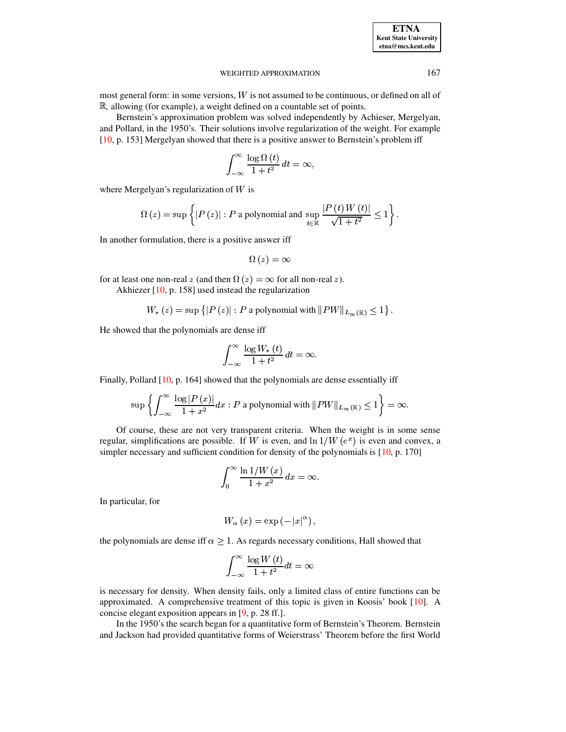most general form: in some versions, $W$ is not assumed to be continuous, or defined on all of $\mathbb{R}$, allowing (for example), a weight defined on a countable set of points.

Bernstein's approximation problem was solved independently by Achieser, Mergelyan, and Pollard, in the 1950's. Their solutions involve regularization of the weight. For example [10, p. 153] Mergelyan showed that there is a positive answer to Bernstein's problem iff

$$\int_{-\infty}^{\infty} \frac{\log \Omega(t)}{1+t^2}\, dt = \infty,$$

where Mergelyan's regularization of $W$ is

$$\Omega(z) = \sup \left\{ |P(z)| : P \text{ a polynomial and } \sup_{t \in \mathbb{R}} \frac{|P(t)\, W(t)|}{\sqrt{1+t^2}} \leq 1 \right\}.$$

In another formulation, there is a positive answer iff

$$\Omega(z) = \infty$$

for at least one non-real $z$ (and then $\Omega(z) = \infty$ for all non-real $z$).

Akhiezer [10, p. 158] used instead the regularization

$$W_*(z) = \sup \left\{ |P(z)| : P \text{ a polynomial with } \|PW\|_{L_\infty(\mathbb{R})} \leq 1 \right\}.$$

He showed that the polynomials are dense iff

$$\int_{-\infty}^{\infty} \frac{\log W_*(t)}{1+t^2}\, dt = \infty.$$

Finally, Pollard [10, p. 164] showed that the polynomials are dense essentially iff

$$\sup \left\{ \int_{-\infty}^{\infty} \frac{\log |P(x)|}{1+x^2} dx : P \text{ a polynomial with } \|PW\|_{L_\infty(\mathbb{R})} \leq 1 \right\} = \infty.$$

Of course, these are not very transparent criteria. When the weight is in some sense regular, simplifications are possible. If $W$ is even, and $\ln 1/W(e^x)$ is even and convex, a simpler necessary and sufficient condition for density of the polynomials is [10, p. 170]

$$\int_{0}^{\infty} \frac{\ln 1/W(x)}{1+x^2}\, dx = \infty.$$

In particular, for

$$W_\alpha(x) = \exp\left(-|x|^\alpha\right),$$

the polynomials are dense iff $\alpha \geq 1$. As regards necessary conditions, Hall showed that

$$\int_{-\infty}^{\infty} \frac{\log W(t)}{1+t^2} dt = \infty$$

is necessary for density. When density fails, only a limited class of entire functions can be approximated. A comprehensive treatment of this topic is given in Koosis' book [10]. A concise elegant exposition appears in [9, p. 28 ff.].

In the 1950's the search began for a quantitative form of Bernstein's Theorem. Bernstein and Jackson had provided quantitative forms of Weierstrass' Theorem before the first World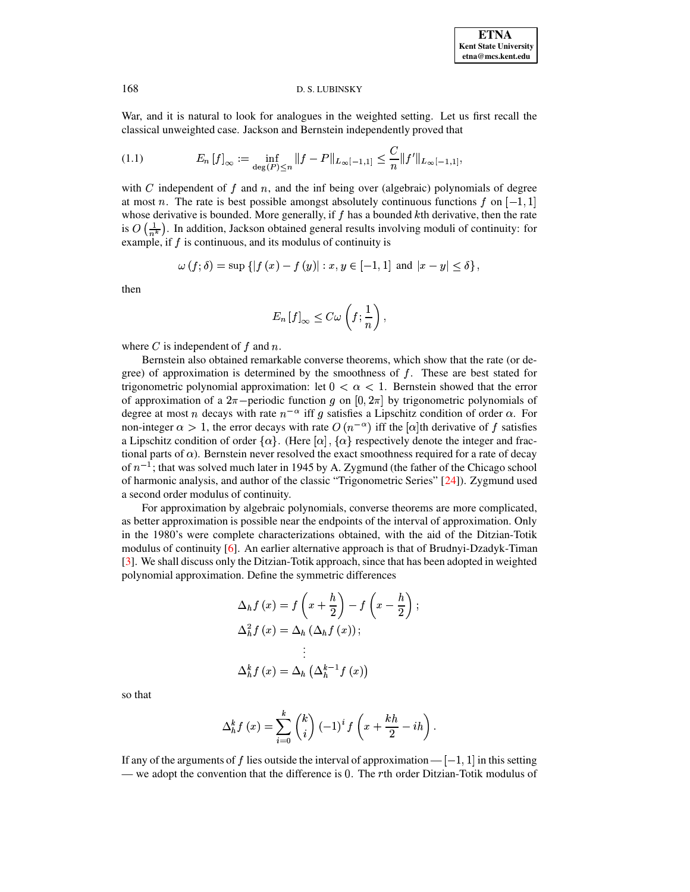War, and it is natural to look for analogues in the weighted setting. Let us first recall the classical unweighted case. Jackson and Bernstein independently proved that

$$E_n[f]_\infty := \inf_{\deg(P)\leq n} \|f-P\|_{L_\infty[-1,1]} \leq \frac{C}{n}\|f'\|_{L_\infty[-1,1]}, \tag{1.1}$$

with $C$ independent of $f$ and $n$, and the inf being over (algebraic) polynomials of degree at most $n$. The rate is best possible amongst absolutely continuous functions $f$ on $[-1,1]$ whose derivative is bounded. More generally, if $f$ has a bounded $k$th derivative, then the rate is $O\left(\frac{1}{n^k}\right)$. In addition, Jackson obtained general results involving moduli of continuity: for example, if $f$ is continuous, and its modulus of continuity is

$$\omega(f;\delta) = \sup\{|f(x)-f(y)| : x,y \in [-1,1] \text{ and } |x-y| \leq \delta\},$$

then

$$E_n[f]_\infty \leq C\omega\left(f;\frac{1}{n}\right),$$

where $C$ is independent of $f$ and $n$.

Bernstein also obtained remarkable converse theorems, which show that the rate (or degree) of approximation is determined by the smoothness of $f$. These are best stated for trigonometric polynomial approximation: let $0<\alpha<1$. Bernstein showed that the error of approximation of a $2\pi-$periodic function $g$ on $[0,2\pi]$ by trigonometric polynomials of degree at most $n$ decays with rate $n^{-\alpha}$ iff $g$ satisfies a Lipschitz condition of order $\alpha$. For non-integer $\alpha>1$, the error decays with rate $O(n^{-\alpha})$ iff the $[\alpha]$th derivative of $f$ satisfies a Lipschitz condition of order $\{\alpha\}$. (Here $[\alpha]$, $\{\alpha\}$ respectively denote the integer and fractional parts of $\alpha$). Bernstein never resolved the exact smoothness required for a rate of decay of $n^{-1}$; that was solved much later in 1945 by A. Zygmund (the father of the Chicago school of harmonic analysis, and author of the classic "Trigonometric Series" [24]). Zygmund used a second order modulus of continuity.

For approximation by algebraic polynomials, converse theorems are more complicated, as better approximation is possible near the endpoints of the interval of approximation. Only in the 1980's were complete characterizations obtained, with the aid of the Ditzian-Totik modulus of continuity [6]. An earlier alternative approach is that of Brudnyi-Dzadyk-Timan [3]. We shall discuss only the Ditzian-Totik approach, since that has been adopted in weighted polynomial approximation. Define the symmetric differences

$$\begin{aligned}
\Delta_h f(x) &= f\left(x+\frac{h}{2}\right) - f\left(x-\frac{h}{2}\right);\\
\Delta_h^2 f(x) &= \Delta_h(\Delta_h f(x));\\
&\vdots\\
\Delta_h^k f(x) &= \Delta_h\left(\Delta_h^{k-1} f(x)\right)
\end{aligned}$$

so that

$$\Delta_h^k f(x) = \sum_{i=0}^{k} \binom{k}{i} (-1)^i f\left(x+\frac{kh}{2}-ih\right).$$

If any of the arguments of $f$ lies outside the interval of approximation — $[-1,1]$ in this setting — we adopt the convention that the difference is $0$. The $r$th order Ditzian-Totik modulus of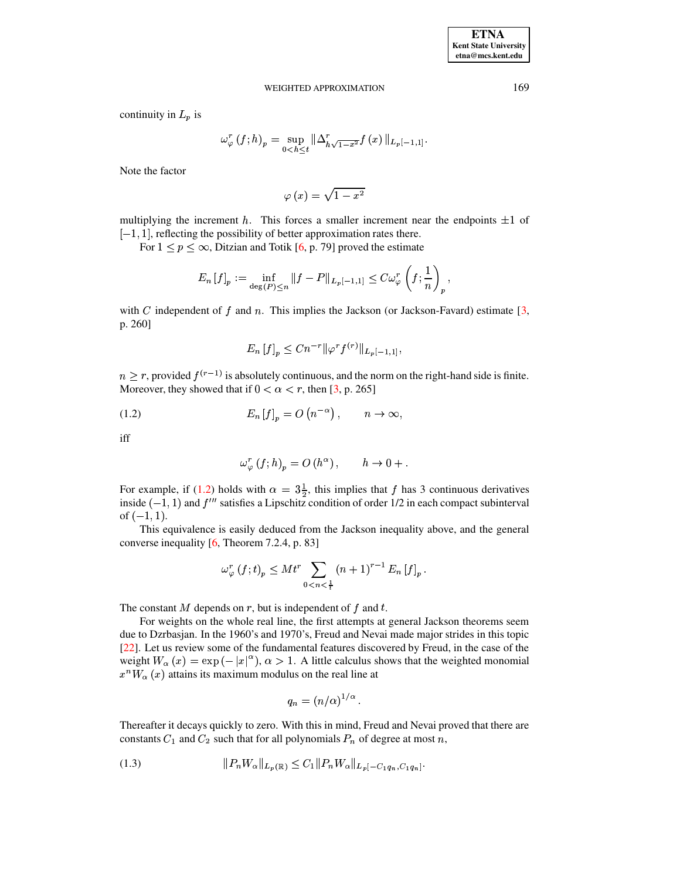continuity in $L_p$ is

$$\omega_{\varphi}^{r}(f;h)_p = \sup_{0<h\leq t} \|\Delta_{h\sqrt{1-x^2}}^{r} f(x)\|_{L_p[-1,1]}.$$

Note the factor

$$\varphi(x) = \sqrt{1-x^2}$$

multiplying the increment $h$. This forces a smaller increment near the endpoints $\pm 1$ of $[-1,1]$, reflecting the possibility of better approximation rates there.

For $1 \leq p \leq \infty$, Ditzian and Totik [6, p. 79] proved the estimate

$$E_n[f]_p := \inf_{\deg(P)\leq n} \|f-P\|_{L_p[-1,1]} \leq C\omega_{\varphi}^{r}\left(f;\frac{1}{n}\right)_p,$$

with $C$ independent of $f$ and $n$. This implies the Jackson (or Jackson-Favard) estimate [3, p. 260]

$$E_n[f]_p \leq Cn^{-r}\|\varphi^r f^{(r)}\|_{L_p[-1,1]},$$

$n \geq r$, provided $f^{(r-1)}$ is absolutely continuous, and the norm on the right-hand side is finite. Moreover, they showed that if $0 < \alpha < r$, then [3, p. 265]

$$E_n[f]_p = O\left(n^{-\alpha}\right), \qquad n \to \infty, \tag{1.2}$$

iff

$$\omega_{\varphi}^{r}(f;h)_p = O\left(h^{\alpha}\right), \qquad h \to 0+.$$

For example, if (1.2) holds with $\alpha = 3\frac{1}{2}$, this implies that $f$ has 3 continuous derivatives inside $(-1,1)$ and $f'''$ satisfies a Lipschitz condition of order 1/2 in each compact subinterval of $(-1,1)$.

This equivalence is easily deduced from the Jackson inequality above, and the general converse inequality [6, Theorem 7.2.4, p. 83]

$$\omega_{\varphi}^{r}(f;t)_p \leq Mt^r \sum_{0<n<\frac{1}{t}} (n+1)^{r-1} E_n[f]_p.$$

The constant $M$ depends on $r$, but is independent of $f$ and $t$.

For weights on the whole real line, the first attempts at general Jackson theorems seem due to Dzrbasjan. In the 1960's and 1970's, Freud and Nevai made major strides in this topic [22]. Let us review some of the fundamental features discovered by Freud, in the case of the weight $W_\alpha(x) = \exp(-|x|^\alpha)$, $\alpha > 1$. A little calculus shows that the weighted monomial $x^n W_\alpha(x)$ attains its maximum modulus on the real line at

$$q_n = (n/\alpha)^{1/\alpha}.$$

Thereafter it decays quickly to zero. With this in mind, Freud and Nevai proved that there are constants $C_1$ and $C_2$ such that for all polynomials $P_n$ of degree at most $n$,

$$\|P_n W_\alpha\|_{L_p(\mathbb{R})} \leq C_1 \|P_n W_\alpha\|_{L_p[-C_1 q_n, C_1 q_n]}. \tag{1.3}$$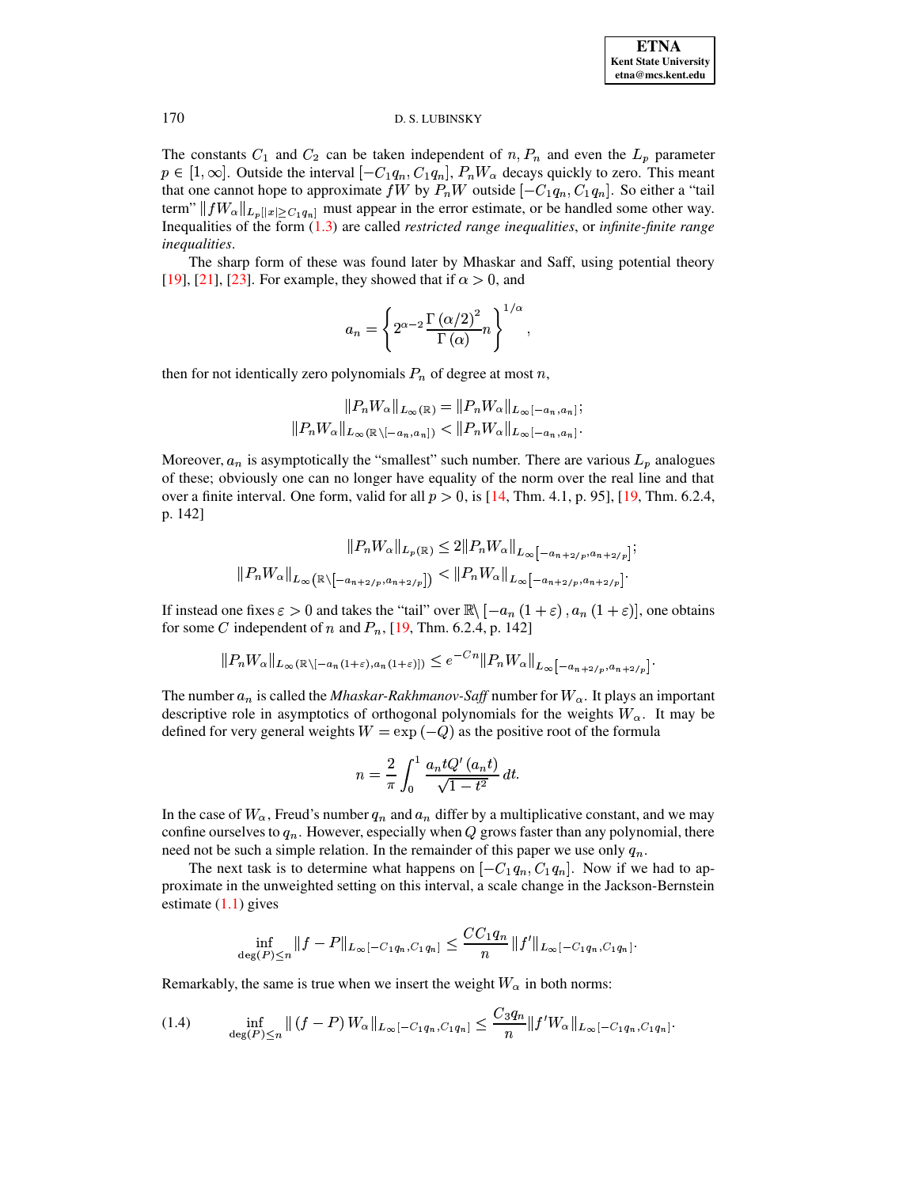The constants $C_1$ and $C_2$ can be taken independent of $n, P_n$ and even the $L_p$ parameter $p \in [1, \infty]$. Outside the interval $[-C_1 q_n, C_1 q_n]$, $P_n W_\alpha$ decays quickly to zero. This meant that one cannot hope to approximate $fW$ by $P_n W$ outside $[-C_1 q_n, C_1 q_n]$. So either a "tail term" $\|f W_\alpha\|_{L_p[|x| \geq C_1 q_n]}$ must appear in the error estimate, or be handled some other way. Inequalities of the form (1.3) are called *restricted range inequalities*, or *infinite-finite range inequalities*.

The sharp form of these was found later by Mhaskar and Saff, using potential theory [19], [21], [23]. For example, they showed that if $\alpha > 0$, and

$$a_n = \left\{ 2^{\alpha-2} \frac{\Gamma(\alpha/2)^2}{\Gamma(\alpha)} n \right\}^{1/\alpha},$$

then for not identically zero polynomials $P_n$ of degree at most $n$,

$$\|P_n W_\alpha\|_{L_\infty(\mathbb{R})} = \|P_n W_\alpha\|_{L_\infty[-a_n, a_n]};$$
$$\|P_n W_\alpha\|_{L_\infty(\mathbb{R} \setminus [-a_n, a_n])} < \|P_n W_\alpha\|_{L_\infty[-a_n, a_n]}.$$

Moreover, $a_n$ is asymptotically the "smallest" such number. There are various $L_p$ analogues of these; obviously one can no longer have equality of the norm over the real line and that over a finite interval. One form, valid for all $p > 0$, is [14, Thm. 4.1, p. 95], [19, Thm. 6.2.4, p. 142]

$$\|P_n W_\alpha\|_{L_p(\mathbb{R})} \leq 2 \|P_n W_\alpha\|_{L_\infty\left[-a_{n+2/p}, a_{n+2/p}\right]};$$
$$\|P_n W_\alpha\|_{L_\infty\left(\mathbb{R} \setminus \left[-a_{n+2/p}, a_{n+2/p}\right]\right)} < \|P_n W_\alpha\|_{L_\infty\left[-a_{n+2/p}, a_{n+2/p}\right]}.$$

If instead one fixes $\varepsilon > 0$ and takes the "tail" over $\mathbb{R} \setminus [-a_n(1+\varepsilon), a_n(1+\varepsilon)]$, one obtains for some $C$ independent of $n$ and $P_n$, [19, Thm. 6.2.4, p. 142]

$$\|P_n W_\alpha\|_{L_\infty(\mathbb{R} \setminus [-a_n(1+\varepsilon), a_n(1+\varepsilon)])} \leq e^{-Cn} \|P_n W_\alpha\|_{L_\infty\left[-a_{n+2/p}, a_{n+2/p}\right]}.$$

The number $a_n$ is called the *Mhaskar-Rakhmanov-Saff* number for $W_\alpha$. It plays an important descriptive role in asymptotics of orthogonal polynomials for the weights $W_\alpha$. It may be defined for very general weights $W = \exp(-Q)$ as the positive root of the formula

$$n = \frac{2}{\pi} \int_0^1 \frac{a_n t Q'(a_n t)}{\sqrt{1-t^2}} \, dt.$$

In the case of $W_\alpha$, Freud's number $q_n$ and $a_n$ differ by a multiplicative constant, and we may confine ourselves to $q_n$. However, especially when $Q$ grows faster than any polynomial, there need not be such a simple relation. In the remainder of this paper we use only $q_n$.

The next task is to determine what happens on $[-C_1 q_n, C_1 q_n]$. Now if we had to approximate in the unweighted setting on this interval, a scale change in the Jackson-Bernstein estimate (1.1) gives

$$\inf_{\deg(P) \leq n} \|f - P\|_{L_\infty[-C_1 q_n, C_1 q_n]} \leq \frac{C C_1 q_n}{n} \|f'\|_{L_\infty[-C_1 q_n, C_1 q_n]}.$$

Remarkably, the same is true when we insert the weight $W_\alpha$ in both norms:

$$\inf_{\deg(P) \leq n} \|(f - P) W_\alpha\|_{L_\infty[-C_1 q_n, C_1 q_n]} \leq \frac{C_3 q_n}{n} \|f' W_\alpha\|_{L_\infty[-C_1 q_n, C_1 q_n]}. \tag{1.4}$$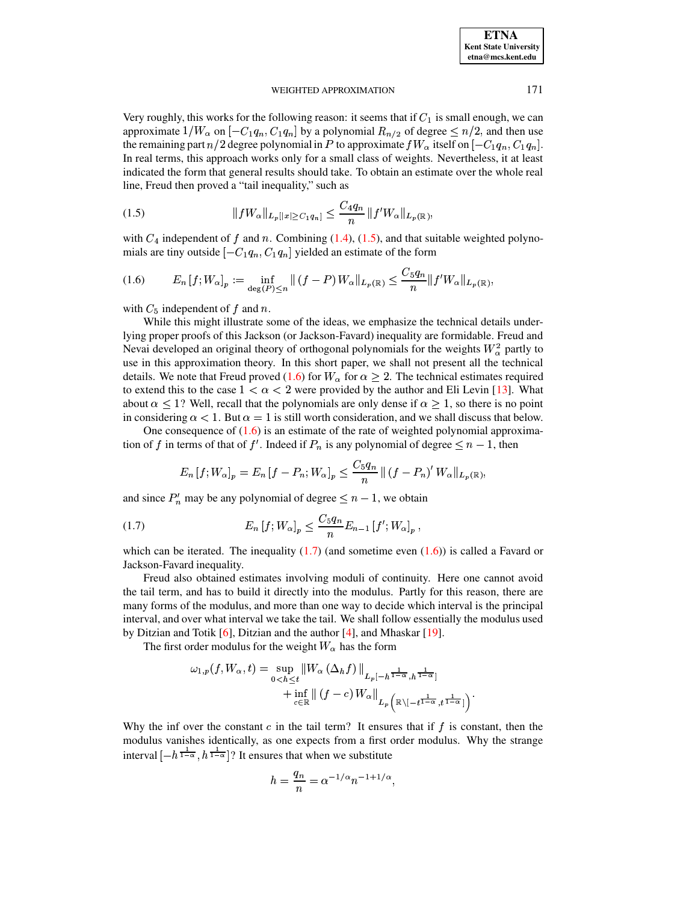Very roughly, this works for the following reason: it seems that if $C_1$ is small enough, we can approximate $1/W_\alpha$ on $[-C_1 q_n, C_1 q_n]$ by a polynomial $R_{n/2}$ of degree $\leq n/2$, and then use the remaining part $n/2$ degree polynomial in $P$ to approximate $fW_\alpha$ itself on $[-C_1 q_n, C_1 q_n]$. In real terms, this approach works only for a small class of weights. Nevertheless, it at least indicated the form that general results should take. To obtain an estimate over the whole real line, Freud then proved a "tail inequality," such as

$$\|fW_\alpha\|_{L_p[|x|\geq C_1 q_n]} \leq \frac{C_4 q_n}{n} \|f' W_\alpha\|_{L_p(\mathbb{R})}, \tag{1.5}$$

with $C_4$ independent of $f$ and $n$. Combining (1.4), (1.5), and that suitable weighted polynomials are tiny outside $[-C_1 q_n, C_1 q_n]$ yielded an estimate of the form

$$E_n [f; W_\alpha]_p := \inf_{\deg(P)\leq n} \|(f-P) W_\alpha\|_{L_p(\mathbb{R})} \leq \frac{C_5 q_n}{n} \|f' W_\alpha\|_{L_p(\mathbb{R})}, \tag{1.6}$$

with $C_5$ independent of $f$ and $n$.

While this might illustrate some of the ideas, we emphasize the technical details underlying proper proofs of this Jackson (or Jackson-Favard) inequality are formidable. Freud and Nevai developed an original theory of orthogonal polynomials for the weights $W_\alpha^2$ partly to use in this approximation theory. In this short paper, we shall not present all the technical details. We note that Freud proved (1.6) for $W_\alpha$ for $\alpha \geq 2$. The technical estimates required to extend this to the case $1 < \alpha < 2$ were provided by the author and Eli Levin [13]. What about $\alpha \leq 1$? Well, recall that the polynomials are only dense if $\alpha \geq 1$, so there is no point in considering $\alpha < 1$. But $\alpha = 1$ is still worth consideration, and we shall discuss that below.

One consequence of (1.6) is an estimate of the rate of weighted polynomial approximation of $f$ in terms of that of $f'$. Indeed if $P_n$ is any polynomial of degree $\leq n-1$, then

$$E_n [f; W_\alpha]_p = E_n [f - P_n; W_\alpha]_p \leq \frac{C_5 q_n}{n} \|(f-P_n)' W_\alpha\|_{L_p(\mathbb{R})},$$

and since $P_n'$ may be any polynomial of degree $\leq n-1$, we obtain

$$E_n [f; W_\alpha]_p \leq \frac{C_5 q_n}{n} E_{n-1} [f'; W_\alpha]_p\,, \tag{1.7}$$

which can be iterated. The inequality (1.7) (and sometime even (1.6)) is called a Favard or Jackson-Favard inequality.

Freud also obtained estimates involving moduli of continuity. Here one cannot avoid the tail term, and has to build it directly into the modulus. Partly for this reason, there are many forms of the modulus, and more than one way to decide which interval is the principal interval, and over what interval we take the tail. We shall follow essentially the modulus used by Ditzian and Totik [6], Ditzian and the author [4], and Mhaskar [19].

The first order modulus for the weight $W_\alpha$ has the form

$$\begin{aligned}\omega_{1,p}(f, W_\alpha, t) = \sup_{0<h\leq t} &\|W_\alpha (\Delta_h f)\|_{L_p[-h^{\frac{1}{1-\alpha}}, h^{\frac{1}{1-\alpha}}]} \\ &+ \inf_{c\in\mathbb{R}} \|(f-c) W_\alpha\|_{L_p\left(\mathbb{R}\setminus[-t^{\frac{1}{1-\alpha}}, t^{\frac{1}{1-\alpha}}]\right)}.\end{aligned}$$

Why the inf over the constant $c$ in the tail term? It ensures that if $f$ is constant, then the modulus vanishes identically, as one expects from a first order modulus. Why the strange interval $[-h^{\frac{1}{1-\alpha}}, h^{\frac{1}{1-\alpha}}]$? It ensures that when we substitute

$$h = \frac{q_n}{n} = \alpha^{-1/\alpha} n^{-1+1/\alpha},$$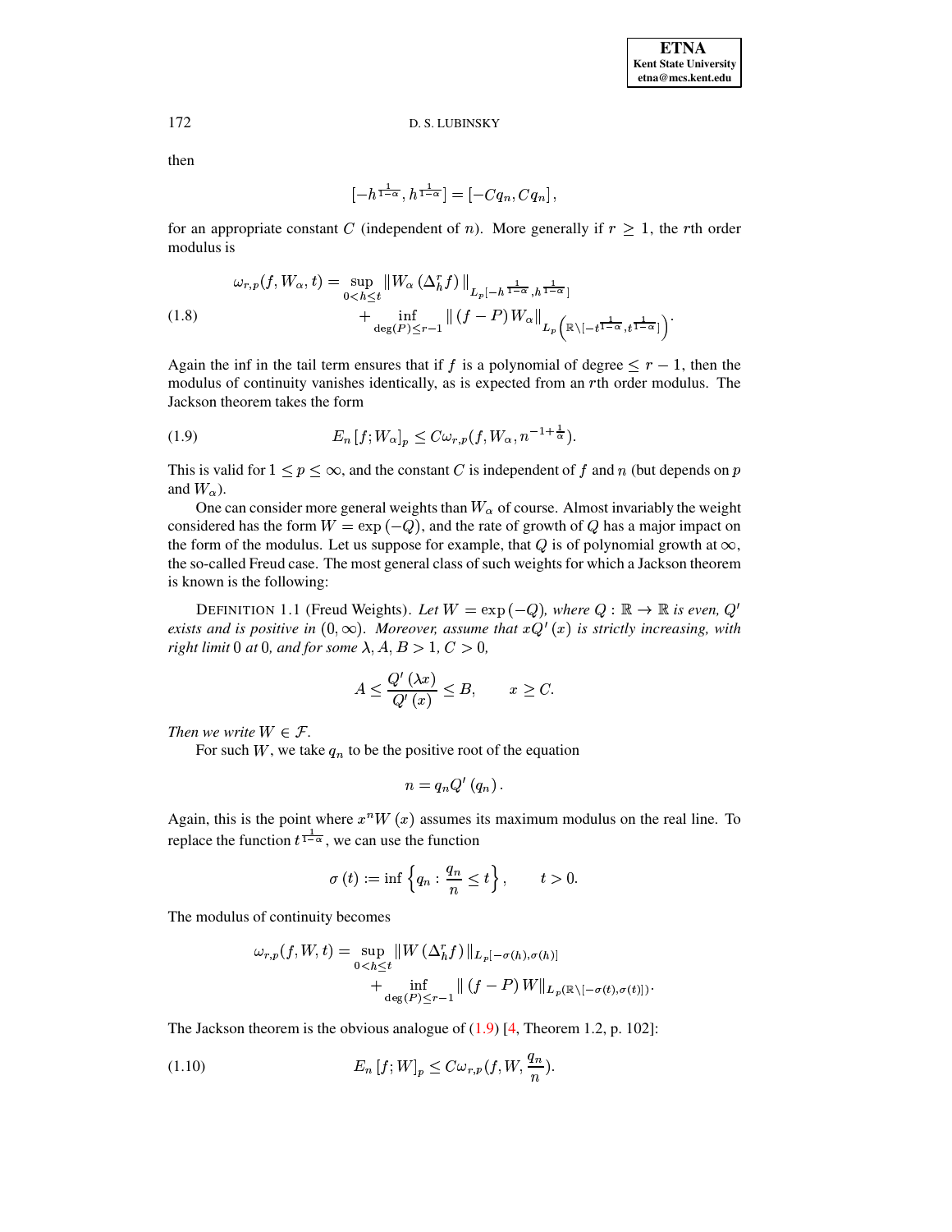then

$$[-h^{\frac{1}{1-\alpha}}, h^{\frac{1}{1-\alpha}}] = [-Cq_n, Cq_n],$$

for an appropriate constant $C$ (independent of $n$). More generally if $r \geq 1$, the $r$th order modulus is

$$\omega_{r,p}(f, W_\alpha, t) = \sup_{0<h\leq t} \|W_\alpha (\Delta_h^r f)\|_{L_p[-h^{\frac{1}{1-\alpha}}, h^{\frac{1}{1-\alpha}}]} + \inf_{\deg(P)\leq r-1} \|(f-P) W_\alpha\|_{L_p\left(\mathbb{R}\setminus[-t^{\frac{1}{1-\alpha}}, t^{\frac{1}{1-\alpha}}]\right)}. \tag{1.8}$$

Again the inf in the tail term ensures that if $f$ is a polynomial of degree $\leq r-1$, then the modulus of continuity vanishes identically, as is expected from an $r$th order modulus. The Jackson theorem takes the form

$$E_n [f; W_\alpha]_p \leq C\omega_{r,p}(f, W_\alpha, n^{-1+\frac{1}{\alpha}}). \tag{1.9}$$

This is valid for $1 \leq p \leq \infty$, and the constant $C$ is independent of $f$ and $n$ (but depends on $p$ and $W_\alpha$).

One can consider more general weights than $W_\alpha$ of course. Almost invariably the weight considered has the form $W = \exp(-Q)$, and the rate of growth of $Q$ has a major impact on the form of the modulus. Let us suppose for example, that $Q$ is of polynomial growth at $\infty$, the so-called Freud case. The most general class of such weights for which a Jackson theorem is known is the following:

DEFINITION 1.1 (Freud Weights). *Let $W = \exp(-Q)$, where $Q : \mathbb{R} \to \mathbb{R}$ is even, $Q'$ exists and is positive in $(0, \infty)$. Moreover, assume that $xQ'(x)$ is strictly increasing, with right limit $0$ at $0$, and for some $\lambda, A, B > 1$, $C > 0$,*

$$A \leq \frac{Q'(\lambda x)}{Q'(x)} \leq B, \qquad x \geq C.$$

*Then we write $W \in \mathcal{F}$.*

For such $W$, we take $q_n$ to be the positive root of the equation

$$n = q_n Q'(q_n).$$

Again, this is the point where $x^n W(x)$ assumes its maximum modulus on the real line. To replace the function $t^{\frac{1}{1-\alpha}}$, we can use the function

$$\sigma(t) := \inf\left\{q_n : \frac{q_n}{n} \leq t\right\}, \qquad t > 0.$$

The modulus of continuity becomes

$$\omega_{r,p}(f, W, t) = \sup_{0<h\leq t} \|W (\Delta_h^r f)\|_{L_p[-\sigma(h),\sigma(h)]} + \inf_{\deg(P)\leq r-1} \|(f-P) W\|_{L_p(\mathbb{R}\setminus[-\sigma(t),\sigma(t)])}.$$

The Jackson theorem is the obvious analogue of (1.9) [4, Theorem 1.2, p. 102]:

$$E_n [f; W]_p \leq C\omega_{r,p}(f, W, \frac{q_n}{n}). \tag{1.10}$$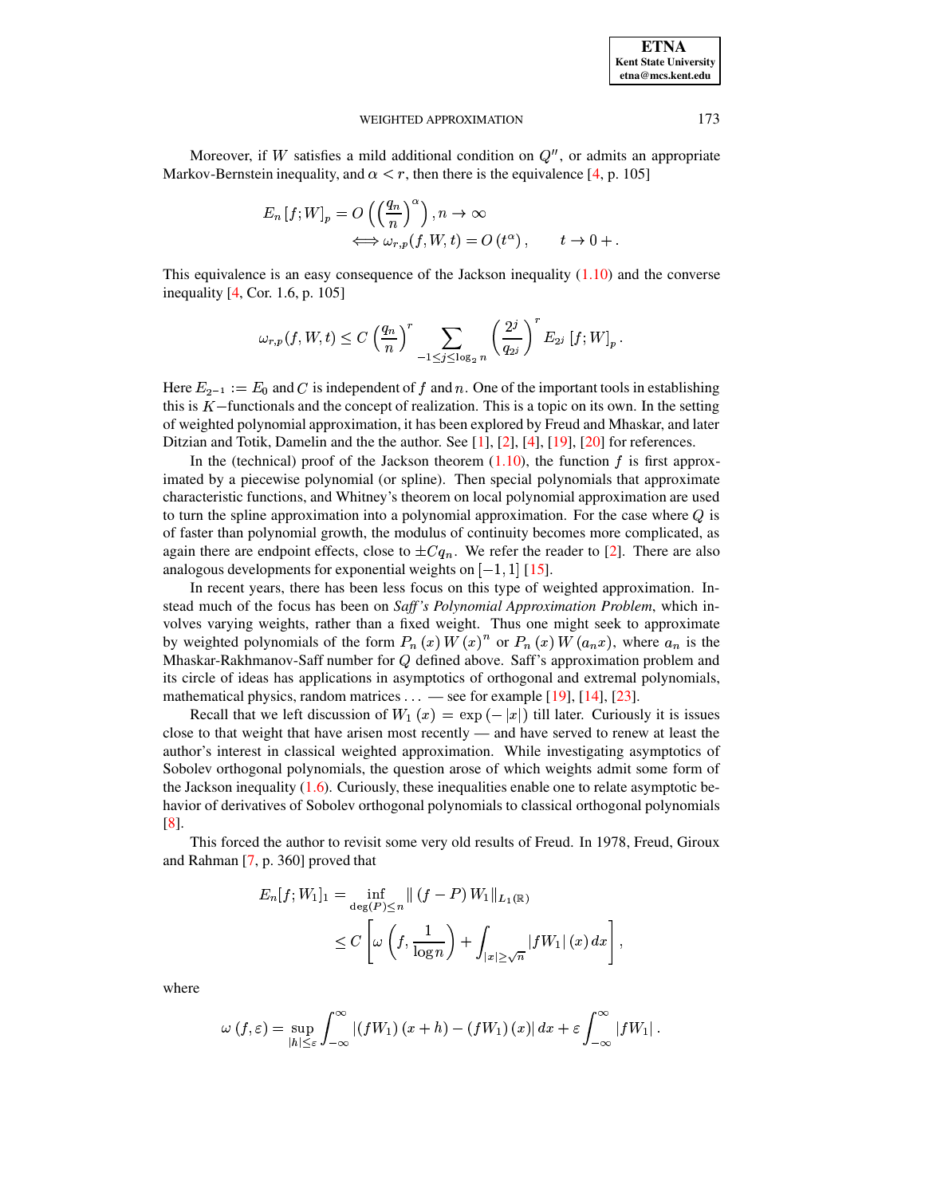Moreover, if $W$ satisfies a mild additional condition on $Q''$, or admits an appropriate Markov-Bernstein inequality, and $\alpha < r$, then there is the equivalence [4, p. 105]

$$
\begin{aligned}
E_n [f;W]_p = O\left(\left(\frac{q_n}{n}\right)^\alpha\right), n \to \infty \\
\iff \omega_{r,p}(f,W,t) = O\left(t^\alpha\right), \qquad t \to 0+.
\end{aligned}
$$

This equivalence is an easy consequence of the Jackson inequality (1.10) and the converse inequality [4, Cor. 1.6, p. 105]

$$
\omega_{r,p}(f,W,t) \leq C\left(\frac{q_n}{n}\right)^r \sum_{-1 \leq j \leq \log_2 n} \left(\frac{2^j}{q_{2^j}}\right)^r E_{2^j}[f;W]_p.
$$

Here $E_{2^{-1}} := E_0$ and $C$ is independent of $f$ and $n$. One of the important tools in establishing this is $K-$functionals and the concept of realization. This is a topic on its own. In the setting of weighted polynomial approximation, it has been explored by Freud and Mhaskar, and later Ditzian and Totik, Damelin and the the author. See [1], [2], [4], [19], [20] for references.

In the (technical) proof of the Jackson theorem (1.10), the function $f$ is first approximated by a piecewise polynomial (or spline). Then special polynomials that approximate characteristic functions, and Whitney's theorem on local polynomial approximation are used to turn the spline approximation into a polynomial approximation. For the case where $Q$ is of faster than polynomial growth, the modulus of continuity becomes more complicated, as again there are endpoint effects, close to $\pm Cq_n$. We refer the reader to [2]. There are also analogous developments for exponential weights on $[-1,1]$ [15].

In recent years, there has been less focus on this type of weighted approximation. Instead much of the focus has been on *Saff's Polynomial Approximation Problem*, which involves varying weights, rather than a fixed weight. Thus one might seek to approximate by weighted polynomials of the form $P_n(x) W(x)^n$ or $P_n(x) W(a_n x)$, where $a_n$ is the Mhaskar-Rakhmanov-Saff number for $Q$ defined above. Saff's approximation problem and its circle of ideas has applications in asymptotics of orthogonal and extremal polynomials, mathematical physics, random matrices ... — see for example [19], [14], [23].

Recall that we left discussion of $W_1(x) = \exp(-|x|)$ till later. Curiously it is issues close to that weight that have arisen most recently — and have served to renew at least the author's interest in classical weighted approximation. While investigating asymptotics of Sobolev orthogonal polynomials, the question arose of which weights admit some form of the Jackson inequality (1.6). Curiously, these inequalities enable one to relate asymptotic behavior of derivatives of Sobolev orthogonal polynomials to classical orthogonal polynomials [8].

This forced the author to revisit some very old results of Freud. In 1978, Freud, Giroux and Rahman [7, p. 360] proved that

$$
\begin{aligned}
E_n[f;W_1]_1 &= \inf_{\deg(P) \leq n} \|(f-P)W_1\|_{L_1(\mathbb{R})} \\
&\leq C\left[\omega\left(f, \frac{1}{\log n}\right) + \int_{|x| \geq \sqrt{n}} |fW_1|(x)\,dx\right],
\end{aligned}
$$

where

$$
\omega(f,\varepsilon) = \sup_{|h| \leq \varepsilon} \int_{-\infty}^{\infty} |(fW_1)(x+h) - (fW_1)(x)|\,dx + \varepsilon \int_{-\infty}^{\infty} |fW_1|.
$$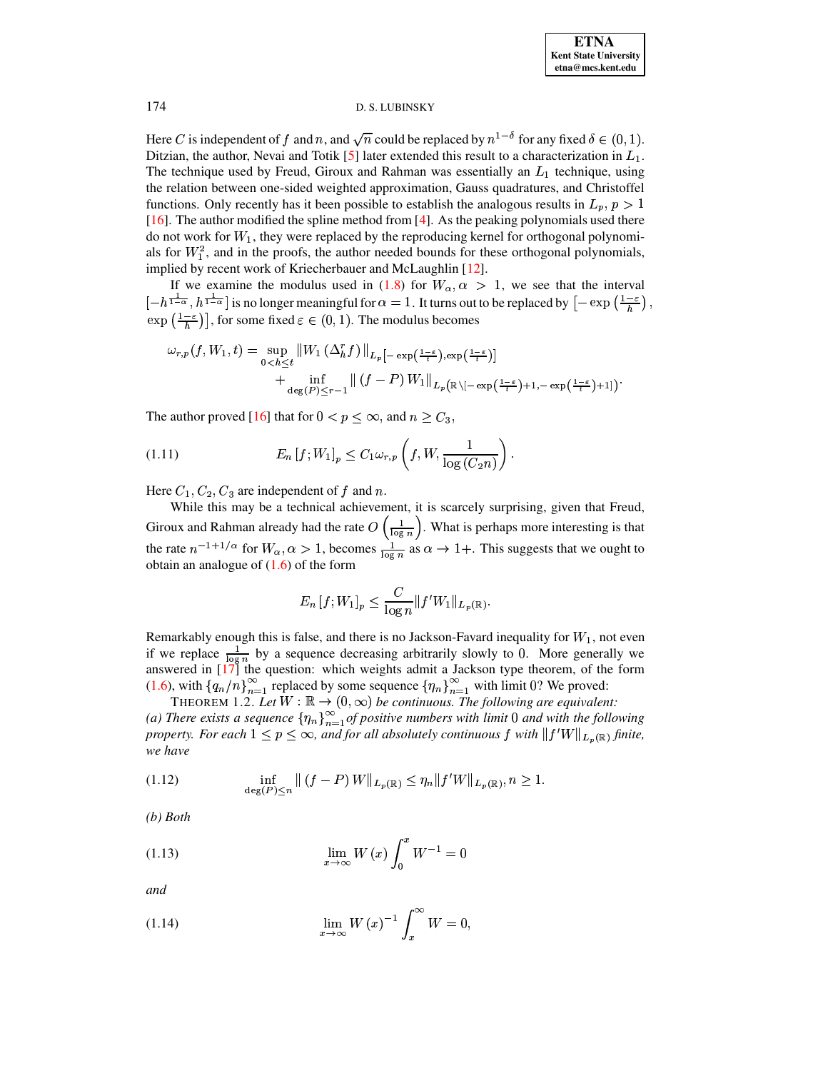Here $C$ is independent of $f$ and $n$, and $\sqrt{n}$ could be replaced by $n^{1-\delta}$ for any fixed $\delta \in (0,1)$. Ditzian, the author, Nevai and Totik [5] later extended this result to a characterization in $L_1$. The technique used by Freud, Giroux and Rahman was essentially an $L_1$ technique, using the relation between one-sided weighted approximation, Gauss quadratures, and Christoffel functions. Only recently has it been possible to establish the analogous results in $L_p$, $p > 1$ [16]. The author modified the spline method from [4]. As the peaking polynomials used there do not work for $W_1$, they were replaced by the reproducing kernel for orthogonal polynomials for $W_1^2$, and in the proofs, the author needed bounds for these orthogonal polynomials, implied by recent work of Kriecherbauer and McLaughlin [12].

If we examine the modulus used in (1.8) for $W_\alpha, \alpha > 1$, we see that the interval $\left[-h^{\frac{1}{1-\alpha}}, h^{\frac{1}{1-\alpha}}\right]$ is no longer meaningful for $\alpha = 1$. It turns out to be replaced by $\left[-\exp\left(\frac{1-\varepsilon}{h}\right), \exp\left(\frac{1-\varepsilon}{h}\right)\right]$, for some fixed $\varepsilon \in (0,1)$. The modulus becomes

$$\omega_{r,p}(f, W_1, t) = \sup_{0<h\leq t} \|W_1 \left(\Delta_h^r f\right)\|_{L_p\left[-\exp\left(\frac{1-\varepsilon}{t}\right), \exp\left(\frac{1-\varepsilon}{t}\right)\right]} + \inf_{\deg(P)\leq r-1} \|\left(f-P\right) W_1\|_{L_p\left(\mathbb{R}\setminus\left[-\exp\left(\frac{1-\varepsilon}{t}\right)+1, -\exp\left(\frac{1-\varepsilon}{t}\right)+1\right]\right)}.$$

The author proved [16] that for $0 < p \leq \infty$, and $n \geq C_3$,

$$E_n\left[f; W_1\right]_p \leq C_1 \omega_{r,p}\left(f, W, \frac{1}{\log\left(C_2 n\right)}\right). \tag{1.11}$$

Here $C_1, C_2, C_3$ are independent of $f$ and $n$.

While this may be a technical achievement, it is scarcely surprising, given that Freud, Giroux and Rahman already had the rate $O\left(\frac{1}{\log n}\right)$. What is perhaps more interesting is that the rate $n^{-1+1/\alpha}$ for $W_\alpha, \alpha > 1$, becomes $\frac{1}{\log n}$ as $\alpha \to 1+$. This suggests that we ought to obtain an analogue of (1.6) of the form

$$E_n\left[f; W_1\right]_p \leq \frac{C}{\log n} \|f' W_1\|_{L_p(\mathbb{R})}.$$

Remarkably enough this is false, and there is no Jackson-Favard inequality for $W_1$, not even if we replace $\frac{1}{\log n}$ by a sequence decreasing arbitrarily slowly to 0. More generally we answered in [17] the question: which weights admit a Jackson type theorem, of the form (1.6), with $\{q_n/n\}_{n=1}^\infty$ replaced by some sequence $\{\eta_n\}_{n=1}^\infty$ with limit 0? We proved:

THEOREM 1.2. *Let $W : \mathbb{R} \to (0, \infty)$ be continuous. The following are equivalent:*
*(a) There exists a sequence $\{\eta_n\}_{n=1}^\infty$ of positive numbers with limit 0 and with the following property. For each $1 \leq p \leq \infty$, and for all absolutely continuous $f$ with $\|f' W\|_{L_p(\mathbb{R})}$ finite, we have*

$$\inf_{\deg(P)\leq n} \|\left(f-P\right) W\|_{L_p(\mathbb{R})} \leq \eta_n \|f' W\|_{L_p(\mathbb{R})}, n \geq 1. \tag{1.12}$$

*(b) Both*

$$\lim_{x\to\infty} W\left(x\right) \int_0^x W^{-1} = 0 \tag{1.13}$$

*and*

$$\lim_{x\to\infty} W\left(x\right)^{-1} \int_x^\infty W = 0, \tag{1.14}$$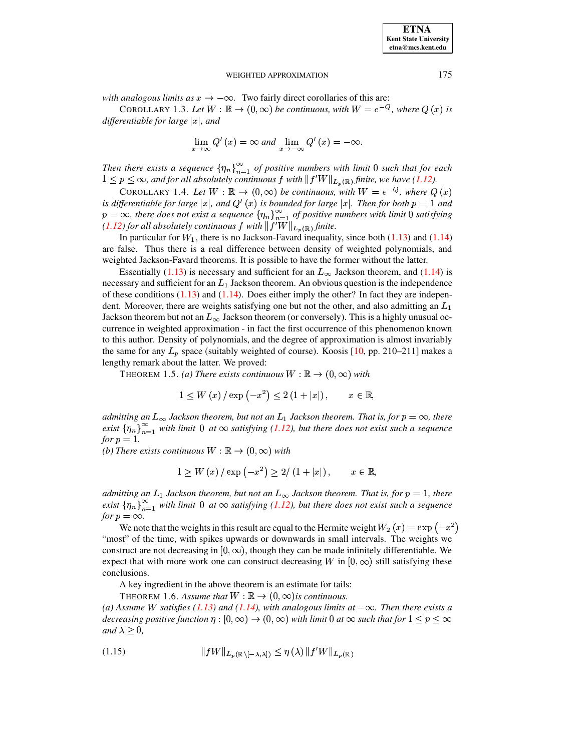*with analogous limits as $x \to -\infty$.* Two fairly direct corollaries of this are:

COROLLARY 1.3. *Let $W : \mathbb{R} \to (0, \infty)$ be continuous, with $W = e^{-Q}$, where $Q(x)$ is differentiable for large $|x|$, and*

$$\lim_{x\to\infty} Q'(x) = \infty \text{ and } \lim_{x\to-\infty} Q'(x) = -\infty.$$

*Then there exists a sequence $\{\eta_n\}_{n=1}^{\infty}$ of positive numbers with limit 0 such that for each $1 \leq p \leq \infty$, and for all absolutely continuous $f$ with $\|f'W\|_{L_p(\mathbb{R})}$ finite, we have (1.12).*

COROLLARY 1.4. *Let $W : \mathbb{R} \to (0, \infty)$ be continuous, with $W = e^{-Q}$, where $Q(x)$ is differentiable for large $|x|$, and $Q'(x)$ is bounded for large $|x|$. Then for both $p = 1$ and $p = \infty$, there does not exist a sequence $\{\eta_n\}_{n=1}^{\infty}$ of positive numbers with limit 0 satisfying (1.12) for all absolutely continuous $f$ with $\|f'W\|_{L_p(\mathbb{R})}$ finite.*

In particular for $W_1$, there is no Jackson-Favard inequality, since both (1.13) and (1.14) are false. Thus there is a real difference between density of weighted polynomials, and weighted Jackson-Favard theorems. It is possible to have the former without the latter.

Essentially (1.13) is necessary and sufficient for an $L_\infty$ Jackson theorem, and (1.14) is necessary and sufficient for an $L_1$ Jackson theorem. An obvious question is the independence of these conditions (1.13) and (1.14). Does either imply the other? In fact they are independent. Moreover, there are weights satisfying one but not the other, and also admitting an $L_1$ Jackson theorem but not an $L_\infty$ Jackson theorem (or conversely). This is a highly unusual occurrence in weighted approximation - in fact the first occurrence of this phenomenon known to this author. Density of polynomials, and the degree of approximation is almost invariably the same for any $L_p$ space (suitably weighted of course). Koosis [10, pp. 210–211] makes a lengthy remark about the latter. We proved:

THEOREM 1.5. *(a) There exists continuous $W : \mathbb{R} \to (0, \infty)$ with*

$$1 \leq W(x) / \exp\left(-x^2\right) \leq 2(1 + |x|), \qquad x \in \mathbb{R},$$

*admitting an $L_\infty$ Jackson theorem, but not an $L_1$ Jackson theorem. That is, for $p = \infty$, there exist $\{\eta_n\}_{n=1}^{\infty}$ with limit 0 at $\infty$ satisfying (1.12), but there does not exist such a sequence for $p = 1$.*

*(b) There exists continuous $W : \mathbb{R} \to (0, \infty)$ with*

$$1 \geq W(x) / \exp\left(-x^2\right) \geq 2/(1 + |x|), \qquad x \in \mathbb{R},$$

*admitting an $L_1$ Jackson theorem, but not an $L_\infty$ Jackson theorem. That is, for $p = 1$, there exist $\{\eta_n\}_{n=1}^{\infty}$ with limit 0 at $\infty$ satisfying (1.12), but there does not exist such a sequence for $p = \infty$.*

We note that the weights in this result are equal to the Hermite weight $W_2(x) = \exp\left(-x^2\right)$ "most" of the time, with spikes upwards or downwards in small intervals. The weights we construct are not decreasing in $[0, \infty)$, though they can be made infinitely differentiable. We expect that with more work one can construct decreasing $W$ in $[0, \infty)$ still satisfying these conclusions.

A key ingredient in the above theorem is an estimate for tails:

THEOREM 1.6. *Assume that $W : \mathbb{R} \to (0, \infty)$ is continuous.*

*(a) Assume $W$ satisfies (1.13) and (1.14), with analogous limits at $-\infty$. Then there exists a decreasing positive function $\eta : [0, \infty) \to (0, \infty)$ with limit 0 at $\infty$ such that for $1 \leq p \leq \infty$ and $\lambda \geq 0$,*

$$\|fW\|_{L_p(\mathbb{R}\setminus[-\lambda,\lambda])} \leq \eta(\lambda) \|f'W\|_{L_p(\mathbb{R})} \tag{1.15}$$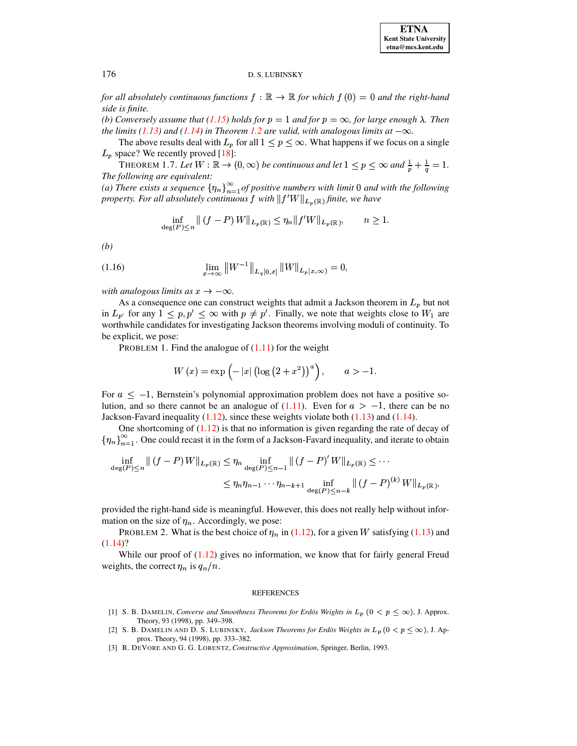*for all absolutely continuous functions $f : \mathbb{R} \to \mathbb{R}$ for which $f(0) = 0$ and the right-hand side is finite.*

*(b) Conversely assume that (1.15) holds for $p = 1$ and for $p = \infty$, for large enough $\lambda$. Then the limits (1.13) and (1.14) in Theorem 1.2 are valid, with analogous limits at $-\infty$.*

The above results deal with $L_p$ for all $1 \leq p \leq \infty$. What happens if we focus on a single $L_p$ space? We recently proved [18]:

THEOREM 1.7. *Let $W : \mathbb{R} \to (0, \infty)$ be continuous and let $1 \leq p \leq \infty$ and $\frac{1}{p} + \frac{1}{q} = 1$. The following are equivalent:*

*(a) There exists a sequence $\{\eta_n\}_{n=1}^{\infty}$ of positive numbers with limit $0$ and with the following property. For all absolutely continuous $f$ with $\|f'W\|_{L_p(\mathbb{R})}$ finite, we have*

$$\inf_{\deg(P) \leq n} \|(f - P)W\|_{L_p(\mathbb{R})} \leq \eta_n \|f'W\|_{L_p(\mathbb{R})}, \qquad n \geq 1.$$

*(b)*

$$\lim_{x \to \infty} \left\|W^{-1}\right\|_{L_q[0,x]} \|W\|_{L_p[x,\infty)} = 0, \tag{1.16}$$

*with analogous limits as $x \to -\infty$.*

As a consequence one can construct weights that admit a Jackson theorem in $L_p$ but not in $L_{p'}$ for any $1 \leq p, p' \leq \infty$ with $p \neq p'$. Finally, we note that weights close to $W_1$ are worthwhile candidates for investigating Jackson theorems involving moduli of continuity. To be explicit, we pose:

PROBLEM 1. Find the analogue of (1.11) for the weight

$$W(x) = \exp\left(-|x|\left(\log\left(2 + x^2\right)\right)^a\right), \qquad a > -1.$$

For $a \leq -1$, Bernstein's polynomial approximation problem does not have a positive solution, and so there cannot be an analogue of (1.11). Even for $a > -1$, there can be no Jackson-Favard inequality (1.12), since these weights violate both (1.13) and (1.14).

One shortcoming of (1.12) is that no information is given regarding the rate of decay of $\{\eta_n\}_{n=1}^{\infty}$. One could recast it in the form of a Jackson-Favard inequality, and iterate to obtain

$$\begin{aligned}\inf_{\deg(P) \leq n} \|(f - P)W\|_{L_p(\mathbb{R})} &\leq \eta_n \inf_{\deg(P) \leq n-1} \|(f - P)'W\|_{L_p(\mathbb{R})} \leq \cdots \\ &\leq \eta_n \eta_{n-1} \cdots \eta_{n-k+1} \inf_{\deg(P) \leq n-k} \|(f - P)^{(k)}W\|_{L_p(\mathbb{R})},\end{aligned}$$

provided the right-hand side is meaningful. However, this does not really help without information on the size of $\eta_n$. Accordingly, we pose:

PROBLEM 2. What is the best choice of $\eta_n$ in (1.12), for a given $W$ satisfying (1.13) and (1.14)?

While our proof of (1.12) gives no information, we know that for fairly general Freud weights, the correct $\eta_n$ is $q_n/n$.

## REFERENCES

[1] S. B. DAMELIN, *Converse and Smoothness Theorems for Erdös Weights in $L_p$ $(0 < p \leq \infty)$*, J. Approx. Theory, 93 (1998), pp. 349–398.

[2] S. B. DAMELIN AND D. S. LUBINSKY, *Jackson Theorems for Erdös Weights in $L_p$ $(0 < p \leq \infty)$*, J. Approx. Theory, 94 (1998), pp. 333–382.

[3] R. DEVORE AND G. G. LORENTZ, *Constructive Approximation*, Springer, Berlin, 1993.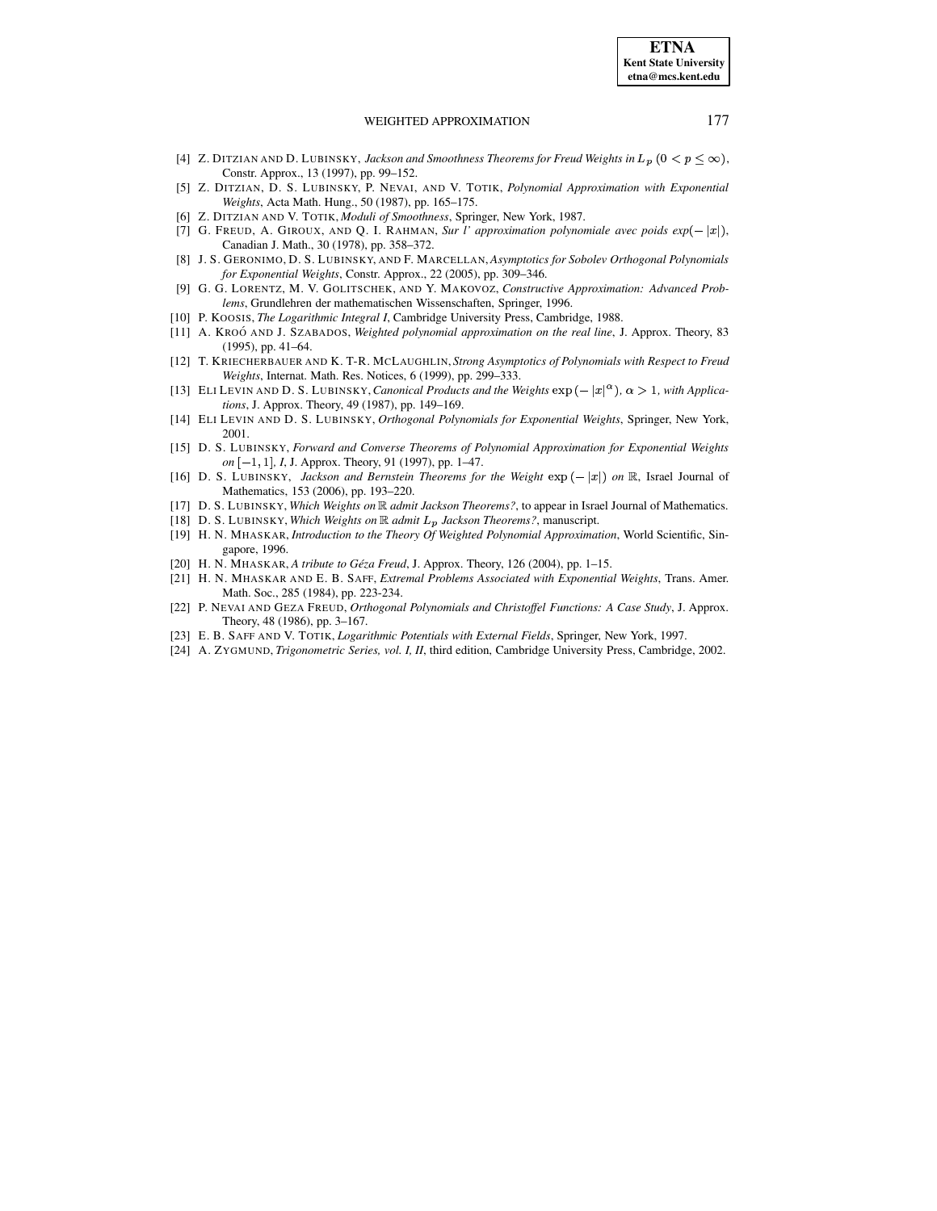[4] Z. DITZIAN AND D. LUBINSKY, *Jackson and Smoothness Theorems for Freud Weights in $L_p$ $(0 < p \leq \infty)$*, Constr. Approx., 13 (1997), pp. 99–152.

[5] Z. DITZIAN, D. S. LUBINSKY, P. NEVAI, AND V. TOTIK, *Polynomial Approximation with Exponential Weights*, Acta Math. Hung., 50 (1987), pp. 165–175.

[6] Z. DITZIAN AND V. TOTIK, *Moduli of Smoothness*, Springer, New York, 1987.

[7] G. FREUD, A. GIROUX, AND Q. I. RAHMAN, *Sur l' approximation polynomiale avec poids exp$(-|x|)$*, Canadian J. Math., 30 (1978), pp. 358–372.

[8] J. S. GERONIMO, D. S. LUBINSKY, AND F. MARCELLAN, *Asymptotics for Sobolev Orthogonal Polynomials for Exponential Weights*, Constr. Approx., 22 (2005), pp. 309–346.

[9] G. G. LORENTZ, M. V. GOLITSCHEK, AND Y. MAKOVOZ, *Constructive Approximation: Advanced Problems*, Grundlehren der mathematischen Wissenschaften, Springer, 1996.

[10] P. KOOSIS, *The Logarithmic Integral I*, Cambridge University Press, Cambridge, 1988.

[11] A. KROÓ AND J. SZABADOS, *Weighted polynomial approximation on the real line*, J. Approx. Theory, 83 (1995), pp. 41–64.

[12] T. KRIECHERBAUER AND K. T-R. MCLAUGHLIN, *Strong Asymptotics of Polynomials with Respect to Freud Weights*, Internat. Math. Res. Notices, 6 (1999), pp. 299–333.

[13] ELI LEVIN AND D. S. LUBINSKY, *Canonical Products and the Weights $\exp(-|x|^{\alpha})$, $\alpha > 1$, with Applications*, J. Approx. Theory, 49 (1987), pp. 149–169.

[14] ELI LEVIN AND D. S. LUBINSKY, *Orthogonal Polynomials for Exponential Weights*, Springer, New York, 2001.

[15] D. S. LUBINSKY, *Forward and Converse Theorems of Polynomial Approximation for Exponential Weights on $[-1,1]$, I*, J. Approx. Theory, 91 (1997), pp. 1–47.

[16] D. S. LUBINSKY, *Jackson and Bernstein Theorems for the Weight $\exp(-|x|)$ on $\mathbb{R}$*, Israel Journal of Mathematics, 153 (2006), pp. 193–220.

[17] D. S. LUBINSKY, *Which Weights on $\mathbb{R}$ admit Jackson Theorems?*, to appear in Israel Journal of Mathematics.

[18] D. S. LUBINSKY, *Which Weights on $\mathbb{R}$ admit $L_p$ Jackson Theorems?*, manuscript.

[19] H. N. MHASKAR, *Introduction to the Theory Of Weighted Polynomial Approximation*, World Scientific, Singapore, 1996.

[20] H. N. MHASKAR, *A tribute to Géza Freud*, J. Approx. Theory, 126 (2004), pp. 1–15.

[21] H. N. MHASKAR AND E. B. SAFF, *Extremal Problems Associated with Exponential Weights*, Trans. Amer. Math. Soc., 285 (1984), pp. 223-234.

[22] P. NEVAI AND GEZA FREUD, *Orthogonal Polynomials and Christoffel Functions: A Case Study*, J. Approx. Theory, 48 (1986), pp. 3–167.

[23] E. B. SAFF AND V. TOTIK, *Logarithmic Potentials with External Fields*, Springer, New York, 1997.

[24] A. ZYGMUND, *Trigonometric Series, vol. I, II*, third edition, Cambridge University Press, Cambridge, 2002.